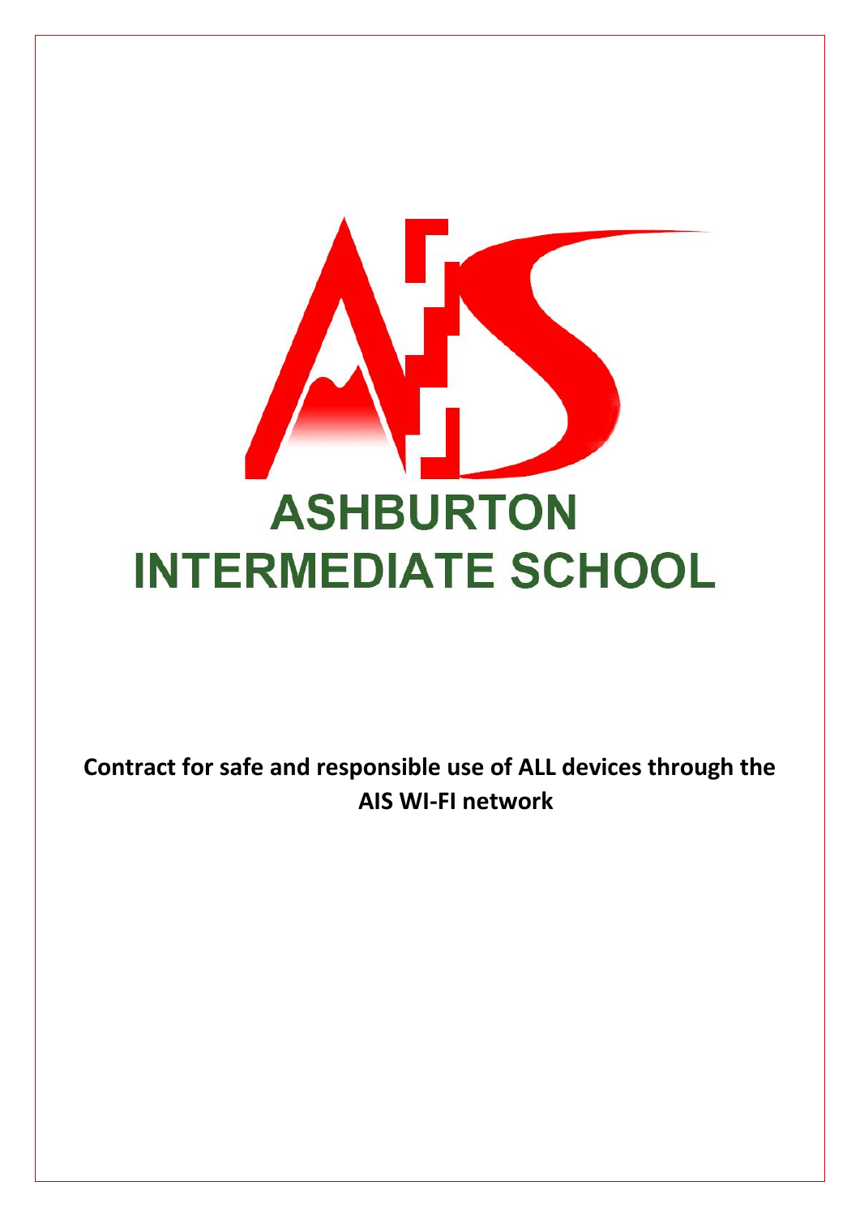# ASHBURTON INTERMEDIATE SCHOOL

**Contract for safe and responsible use of ALL devices through the AIS WI-FI network**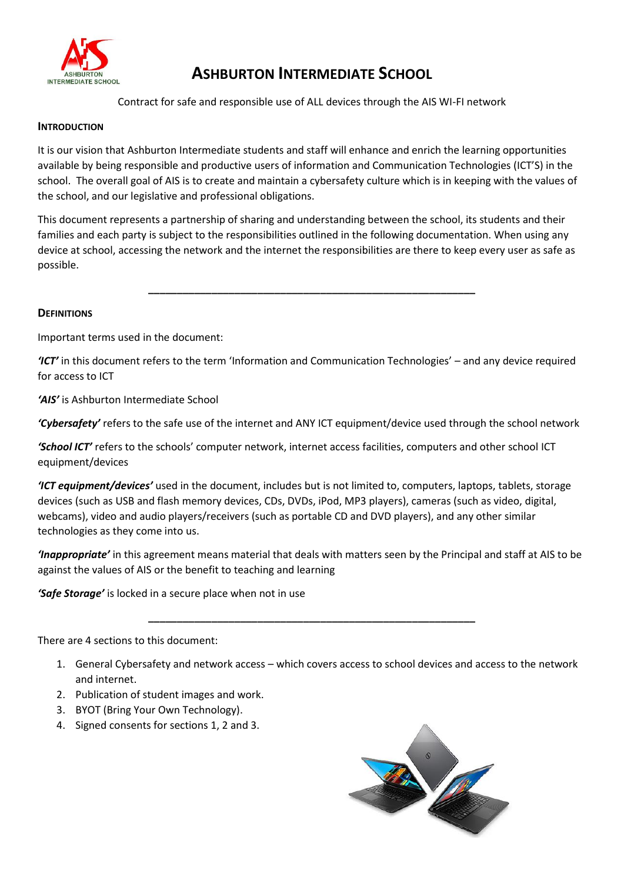# ASHBURTON INTERMEDIATE SCHOOL

Contract for safe and responsible use of ALL devices through the AIS WI-FI network

## INTRODUCTION

It is our vision that Ashburton Intermediate students and staff will enhance and enrich the learning opportunities available by being responsible and productive users of information and Communication Technologies (ICT'S) in the school. The overall goal of AIS is to create and maintain a cybersafety culture which is in keeping with the values of the school, and our legislative and professional obligations.

This document represents a partnership of sharing and understanding between the school, its students and their families and each party is subject to the responsibilities outlined in the following documentation. When using any device at school, accessing the network and the internet the responsibilities are there to keep every user as safe as possible.

---

## DEFINITIONS

Important terms used in the document:

***'ICT'*** in this document refers to the term 'Information and Communication Technologies' – and any device required for access to ICT

***'AIS'*** is Ashburton Intermediate School

***'Cybersafety'*** refers to the safe use of the internet and ANY ICT equipment/device used through the school network

***'School ICT'*** refers to the schools' computer network, internet access facilities, computers and other school ICT equipment/devices

***'ICT equipment/devices'*** used in the document, includes but is not limited to, computers, laptops, tablets, storage devices (such as USB and flash memory devices, CDs, DVDs, iPod, MP3 players), cameras (such as video, digital, webcams), video and audio players/receivers (such as portable CD and DVD players), and any other similar technologies as they come into us.

***'Inappropriate'*** in this agreement means material that deals with matters seen by the Principal and staff at AIS to be against the values of AIS or the benefit to teaching and learning

***'Safe Storage'*** is locked in a secure place when not in use

---

There are 4 sections to this document:

1. General Cybersafety and network access – which covers access to school devices and access to the network and internet.
2. Publication of student images and work.
3. BYOT (Bring Your Own Technology).
4. Signed consents for sections 1, 2 and 3.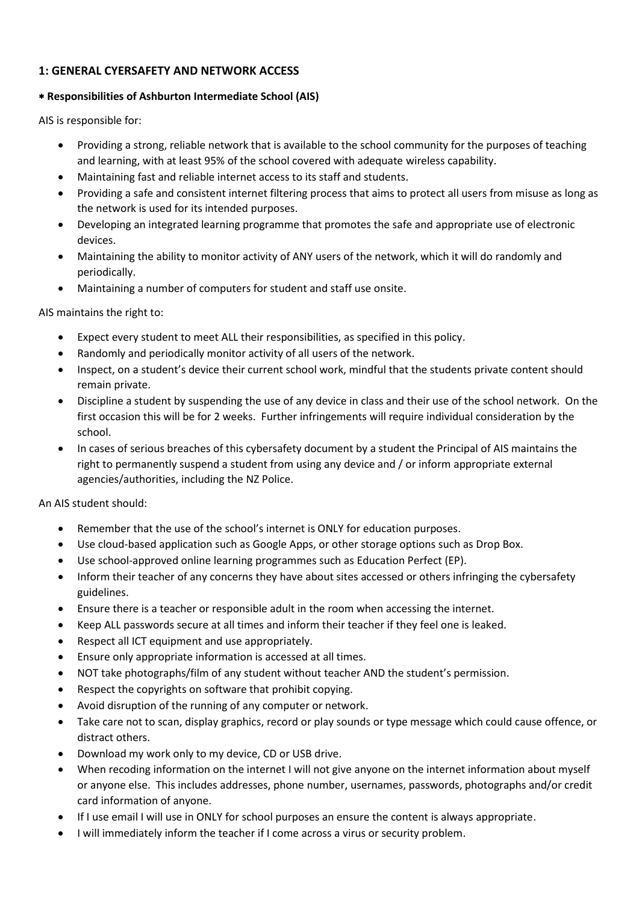## 1: GENERAL CYERSAFETY AND NETWORK ACCESS

### * Responsibilities of Ashburton Intermediate School (AIS)

AIS is responsible for:

- Providing a strong, reliable network that is available to the school community for the purposes of teaching and learning, with at least 95% of the school covered with adequate wireless capability.
- Maintaining fast and reliable internet access to its staff and students.
- Providing a safe and consistent internet filtering process that aims to protect all users from misuse as long as the network is used for its intended purposes.
- Developing an integrated learning programme that promotes the safe and appropriate use of electronic devices.
- Maintaining the ability to monitor activity of ANY users of the network, which it will do randomly and periodically.
- Maintaining a number of computers for student and staff use onsite.

AIS maintains the right to:

- Expect every student to meet ALL their responsibilities, as specified in this policy.
- Randomly and periodically monitor activity of all users of the network.
- Inspect, on a student's device their current school work, mindful that the students private content should remain private.
- Discipline a student by suspending the use of any device in class and their use of the school network. On the first occasion this will be for 2 weeks. Further infringements will require individual consideration by the school.
- In cases of serious breaches of this cybersafety document by a student the Principal of AIS maintains the right to permanently suspend a student from using any device and / or inform appropriate external agencies/authorities, including the NZ Police.

An AIS student should:

- Remember that the use of the school's internet is ONLY for education purposes.
- Use cloud-based application such as Google Apps, or other storage options such as Drop Box.
- Use school-approved online learning programmes such as Education Perfect (EP).
- Inform their teacher of any concerns they have about sites accessed or others infringing the cybersafety guidelines.
- Ensure there is a teacher or responsible adult in the room when accessing the internet.
- Keep ALL passwords secure at all times and inform their teacher if they feel one is leaked.
- Respect all ICT equipment and use appropriately.
- Ensure only appropriate information is accessed at all times.
- NOT take photographs/film of any student without teacher AND the student's permission.
- Respect the copyrights on software that prohibit copying.
- Avoid disruption of the running of any computer or network.
- Take care not to scan, display graphics, record or play sounds or type message which could cause offence, or distract others.
- Download my work only to my device, CD or USB drive.
- When recoding information on the internet I will not give anyone on the internet information about myself or anyone else. This includes addresses, phone number, usernames, passwords, photographs and/or credit card information of anyone.
- If I use email I will use in ONLY for school purposes an ensure the content is always appropriate.
- I will immediately inform the teacher if I come across a virus or security problem.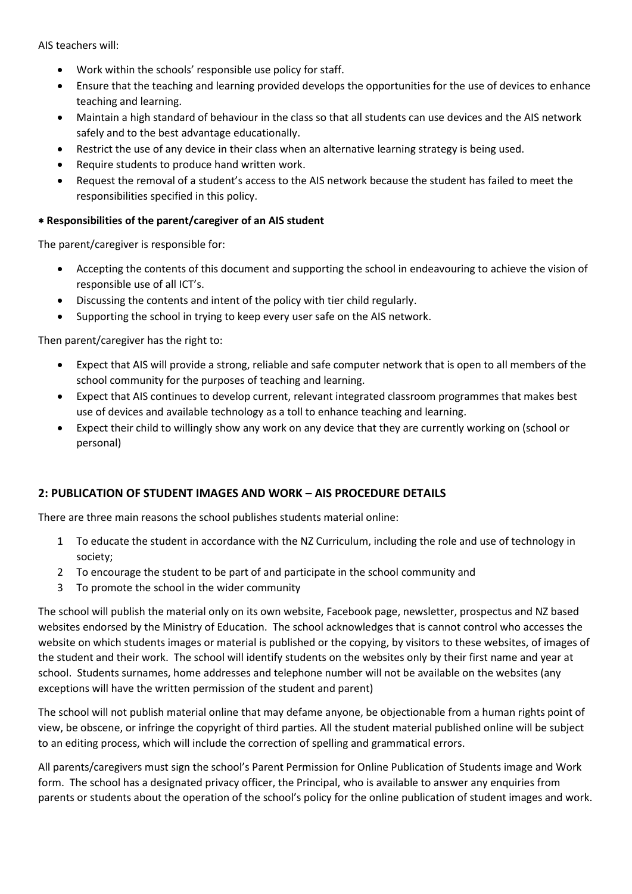AIS teachers will:

- Work within the schools' responsible use policy for staff.
- Ensure that the teaching and learning provided develops the opportunities for the use of devices to enhance teaching and learning.
- Maintain a high standard of behaviour in the class so that all students can use devices and the AIS network safely and to the best advantage educationally.
- Restrict the use of any device in their class when an alternative learning strategy is being used.
- Require students to produce hand written work.
- Request the removal of a student's access to the AIS network because the student has failed to meet the responsibilities specified in this policy.

**\* Responsibilities of the parent/caregiver of an AIS student**

The parent/caregiver is responsible for:

- Accepting the contents of this document and supporting the school in endeavouring to achieve the vision of responsible use of all ICT's.
- Discussing the contents and intent of the policy with tier child regularly.
- Supporting the school in trying to keep every user safe on the AIS network.

Then parent/caregiver has the right to:

- Expect that AIS will provide a strong, reliable and safe computer network that is open to all members of the school community for the purposes of teaching and learning.
- Expect that AIS continues to develop current, relevant integrated classroom programmes that makes best use of devices and available technology as a toll to enhance teaching and learning.
- Expect their child to willingly show any work on any device that they are currently working on (school or personal)

## 2: PUBLICATION OF STUDENT IMAGES AND WORK – AIS PROCEDURE DETAILS

There are three main reasons the school publishes students material online:

1. To educate the student in accordance with the NZ Curriculum, including the role and use of technology in society;
2. To encourage the student to be part of and participate in the school community and
3. To promote the school in the wider community

The school will publish the material only on its own website, Facebook page, newsletter, prospectus and NZ based websites endorsed by the Ministry of Education. The school acknowledges that is cannot control who accesses the website on which students images or material is published or the copying, by visitors to these websites, of images of the student and their work. The school will identify students on the websites only by their first name and year at school. Students surnames, home addresses and telephone number will not be available on the websites (any exceptions will have the written permission of the student and parent)

The school will not publish material online that may defame anyone, be objectionable from a human rights point of view, be obscene, or infringe the copyright of third parties. All the student material published online will be subject to an editing process, which will include the correction of spelling and grammatical errors.

All parents/caregivers must sign the school's Parent Permission for Online Publication of Students image and Work form. The school has a designated privacy officer, the Principal, who is available to answer any enquiries from parents or students about the operation of the school's policy for the online publication of student images and work.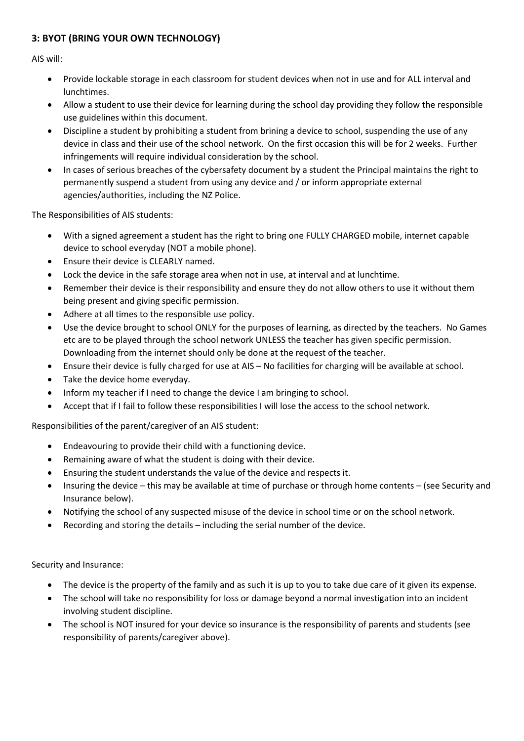### **3: BYOT (BRING YOUR OWN TECHNOLOGY)**

AIS will:

- Provide lockable storage in each classroom for student devices when not in use and for ALL interval and lunchtimes.
- Allow a student to use their device for learning during the school day providing they follow the responsible use guidelines within this document.
- Discipline a student by prohibiting a student from brining a device to school, suspending the use of any device in class and their use of the school network. On the first occasion this will be for 2 weeks. Further infringements will require individual consideration by the school.
- In cases of serious breaches of the cybersafety document by a student the Principal maintains the right to permanently suspend a student from using any device and / or inform appropriate external agencies/authorities, including the NZ Police.

The Responsibilities of AIS students:

- With a signed agreement a student has the right to bring one FULLY CHARGED mobile, internet capable device to school everyday (NOT a mobile phone).
- Ensure their device is CLEARLY named.
- Lock the device in the safe storage area when not in use, at interval and at lunchtime.
- Remember their device is their responsibility and ensure they do not allow others to use it without them being present and giving specific permission.
- Adhere at all times to the responsible use policy.
- Use the device brought to school ONLY for the purposes of learning, as directed by the teachers. No Games etc are to be played through the school network UNLESS the teacher has given specific permission. Downloading from the internet should only be done at the request of the teacher.
- Ensure their device is fully charged for use at AIS – No facilities for charging will be available at school.
- Take the device home everyday.
- Inform my teacher if I need to change the device I am bringing to school.
- Accept that if I fail to follow these responsibilities I will lose the access to the school network.

Responsibilities of the parent/caregiver of an AIS student:

- Endeavouring to provide their child with a functioning device.
- Remaining aware of what the student is doing with their device.
- Ensuring the student understands the value of the device and respects it.
- Insuring the device – this may be available at time of purchase or through home contents – (see Security and Insurance below).
- Notifying the school of any suspected misuse of the device in school time or on the school network.
- Recording and storing the details – including the serial number of the device.

Security and Insurance:

- The device is the property of the family and as such it is up to you to take due care of it given its expense.
- The school will take no responsibility for loss or damage beyond a normal investigation into an incident involving student discipline.
- The school is NOT insured for your device so insurance is the responsibility of parents and students (see responsibility of parents/caregiver above).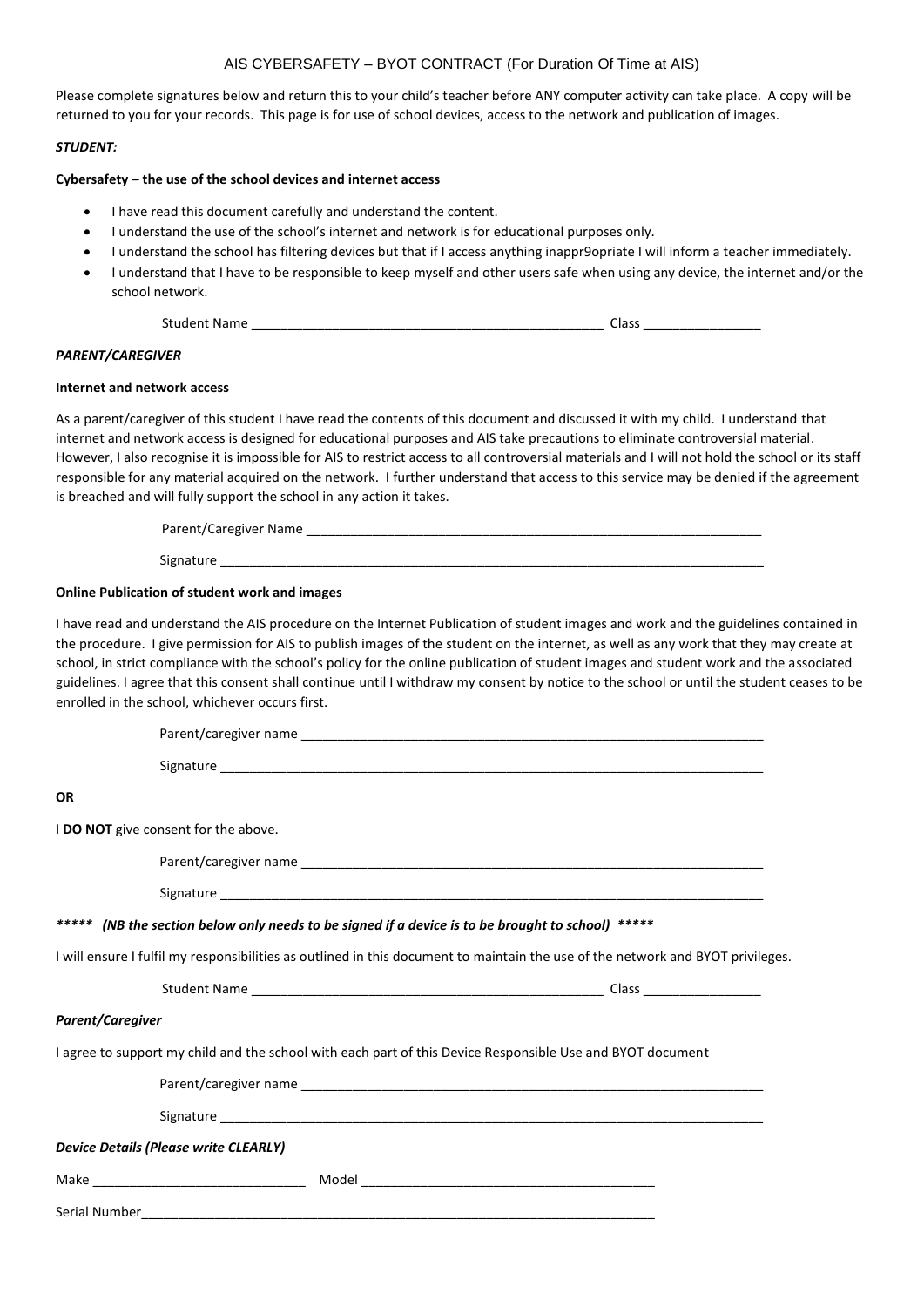AIS CYBERSAFETY – BYOT CONTRACT (For Duration Of Time at AIS)

Please complete signatures below and return this to your child's teacher before ANY computer activity can take place. A copy will be returned to you for your records. This page is for use of school devices, access to the network and publication of images.

***STUDENT:***

**Cybersafety – the use of the school devices and internet access**

- I have read this document carefully and understand the content.
- I understand the use of the school's internet and network is for educational purposes only.
- I understand the school has filtering devices but that if I access anything inappr9opriate I will inform a teacher immediately.
- I understand that I have to be responsible to keep myself and other users safe when using any device, the internet and/or the school network.

Student Name _______________________________________________ Class _______________

***PARENT/CAREGIVER***

**Internet and network access**

As a parent/caregiver of this student I have read the contents of this document and discussed it with my child. I understand that internet and network access is designed for educational purposes and AIS take precautions to eliminate controversial material. However, I also recognise it is impossible for AIS to restrict access to all controversial materials and I will not hold the school or its staff responsible for any material acquired on the network. I further understand that access to this service may be denied if the agreement is breached and will fully support the school in any action it takes.

Parent/Caregiver Name ____________________________________________________________

Signature _________________________________________________________________________

**Online Publication of student work and images**

I have read and understand the AIS procedure on the Internet Publication of student images and work and the guidelines contained in the procedure. I give permission for AIS to publish images of the student on the internet, as well as any work that they may create at school, in strict compliance with the school's policy for the online publication of student images and student work and the associated guidelines. I agree that this consent shall continue until I withdraw my consent by notice to the school or until the student ceases to be enrolled in the school, whichever occurs first.

Parent/caregiver name ____________________________________________________________

Signature _________________________________________________________________________

**OR**

I **DO NOT** give consent for the above.

Parent/caregiver name ____________________________________________________________

Signature _________________________________________________________________________

***\*\*\*\*\* (NB the section below only needs to be signed if a device is to be brought to school) \*\*\*\*\****

I will ensure I fulfil my responsibilities as outlined in this document to maintain the use of the network and BYOT privileges.

Student Name _______________________________________________ Class _______________

***Parent/Caregiver***

I agree to support my child and the school with each part of this Device Responsible Use and BYOT document

Parent/caregiver name ____________________________________________________________

Signature _________________________________________________________________________

***Device Details (Please write CLEARLY)***

Make ____________________________ Model ________________________________________

Serial Number_______________________________________________________________________